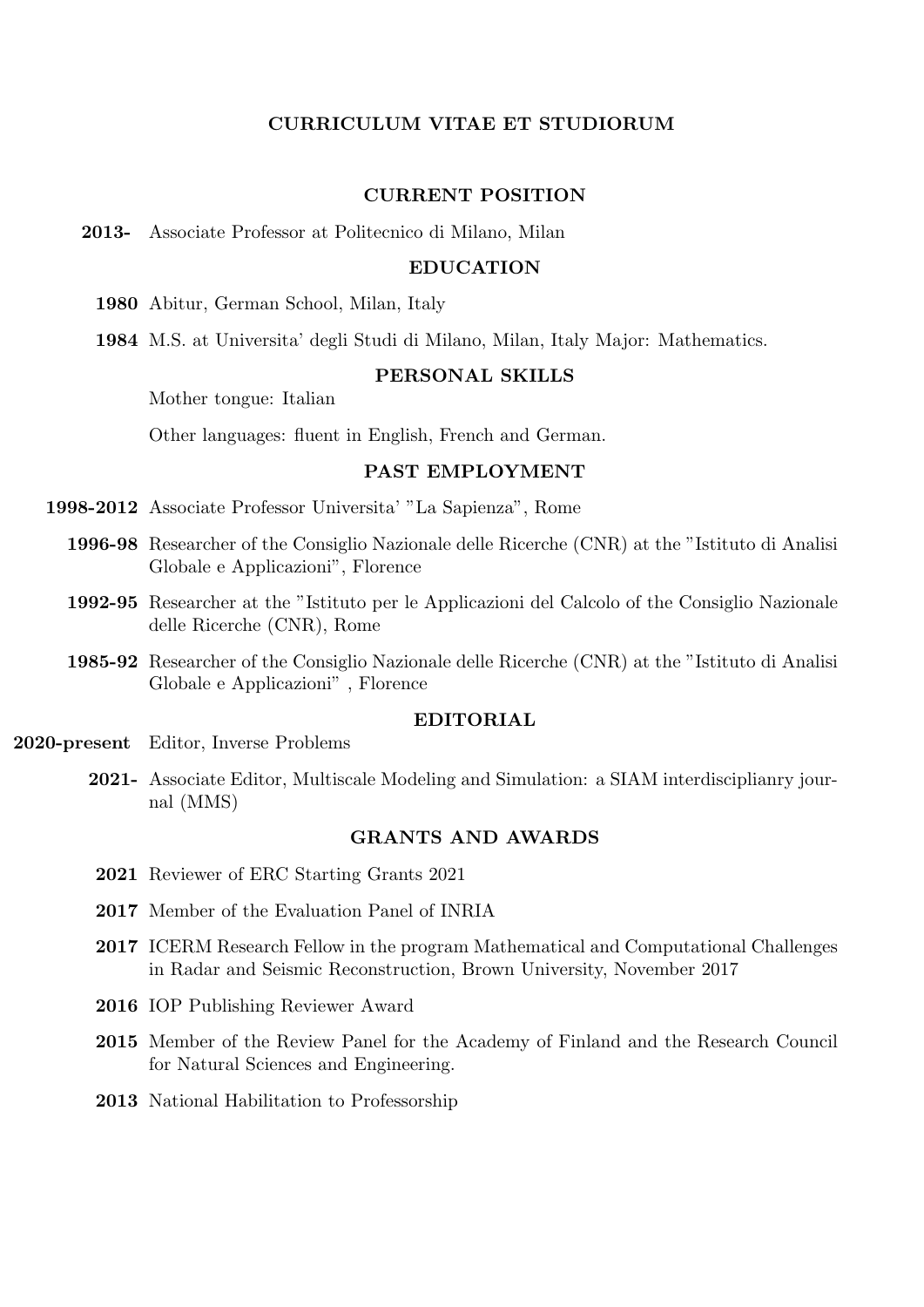# CURRICULUM VITAE ET STUDIORUM

## CURRENT POSITION

**2013-** Associate Professor at Politecnico di Milano, Milan

## EDUCATION

**1980** Abitur, German School, Milan, Italy

**1984** M.S. at Universita' degli Studi di Milano, Milan, Italy Major: Mathematics.

## PERSONAL SKILLS

Mother tongue: Italian

Other languages: fluent in English, French and German.

## PAST EMPLOYMENT

**1998-2012** Associate Professor Universita' "La Sapienza", Rome

**1996-98** Researcher of the Consiglio Nazionale delle Ricerche (CNR) at the "Istituto di Analisi Globale e Applicazioni", Florence

**1992-95** Researcher at the "Istituto per le Applicazioni del Calcolo of the Consiglio Nazionale delle Ricerche (CNR), Rome

**1985-92** Researcher of the Consiglio Nazionale delle Ricerche (CNR) at the "Istituto di Analisi Globale e Applicazioni" , Florence

## EDITORIAL

**2020-present** Editor, Inverse Problems

**2021-** Associate Editor, Multiscale Modeling and Simulation: a SIAM interdisciplianry journal (MMS)

## GRANTS AND AWARDS

**2021** Reviewer of ERC Starting Grants 2021

**2017** Member of the Evaluation Panel of INRIA

**2017** ICERM Research Fellow in the program Mathematical and Computational Challenges in Radar and Seismic Reconstruction, Brown University, November 2017

**2016** IOP Publishing Reviewer Award

**2015** Member of the Review Panel for the Academy of Finland and the Research Council for Natural Sciences and Engineering.

**2013** National Habilitation to Professorship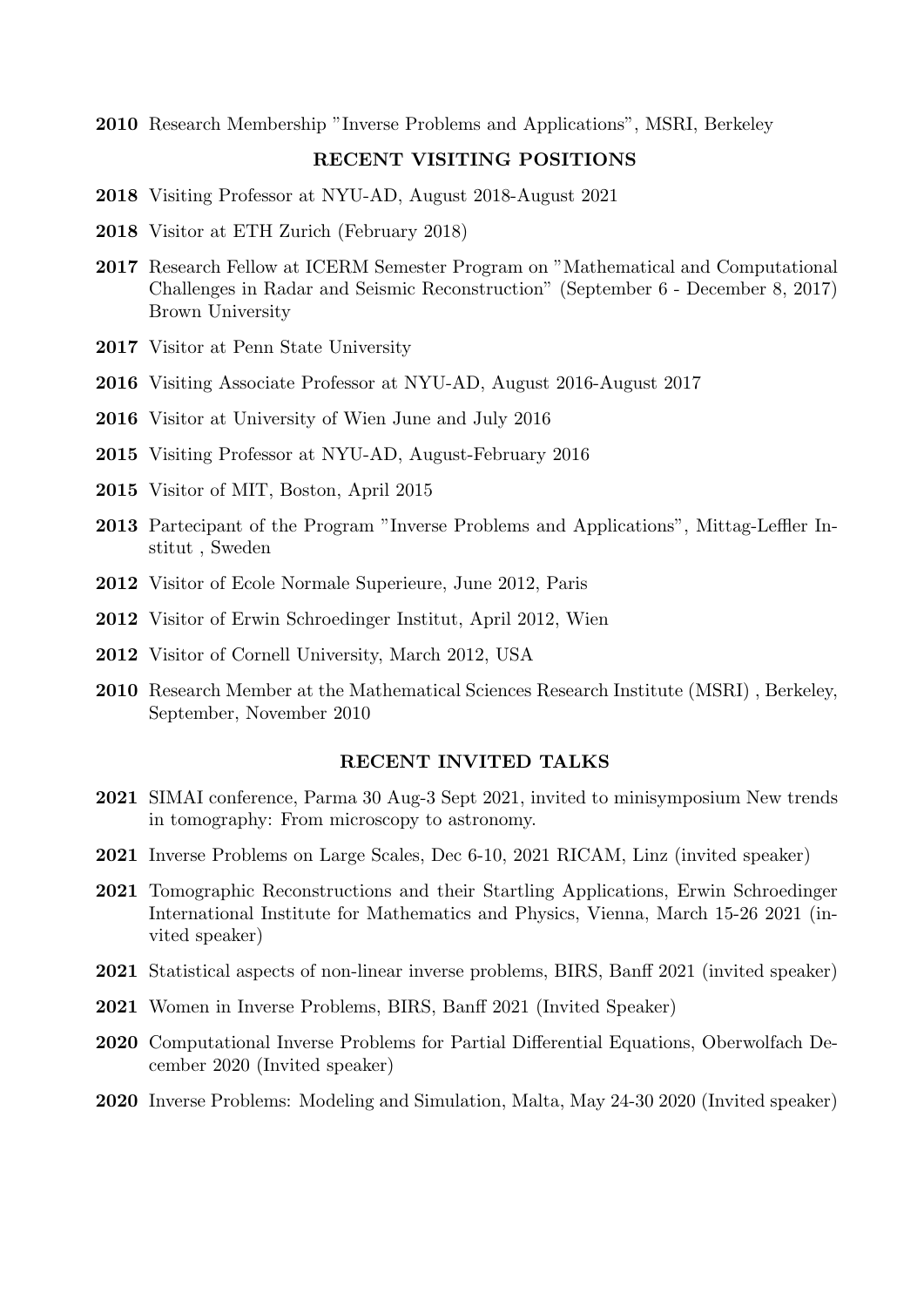**2010** Research Membership "Inverse Problems and Applications", MSRI, Berkeley

## RECENT VISITING POSITIONS

**2018** Visiting Professor at NYU-AD, August 2018-August 2021

**2018** Visitor at ETH Zurich (February 2018)

**2017** Research Fellow at ICERM Semester Program on "Mathematical and Computational Challenges in Radar and Seismic Reconstruction" (September 6 - December 8, 2017) Brown University

**2017** Visitor at Penn State University

**2016** Visiting Associate Professor at NYU-AD, August 2016-August 2017

**2016** Visitor at University of Wien June and July 2016

**2015** Visiting Professor at NYU-AD, August-February 2016

**2015** Visitor of MIT, Boston, April 2015

**2013** Partecipant of the Program "Inverse Problems and Applications", Mittag-Leffler Institut , Sweden

**2012** Visitor of Ecole Normale Superieure, June 2012, Paris

**2012** Visitor of Erwin Schroedinger Institut, April 2012, Wien

**2012** Visitor of Cornell University, March 2012, USA

**2010** Research Member at the Mathematical Sciences Research Institute (MSRI) , Berkeley, September, November 2010

## RECENT INVITED TALKS

**2021** SIMAI conference, Parma 30 Aug-3 Sept 2021, invited to minisymposium New trends in tomography: From microscopy to astronomy.

**2021** Inverse Problems on Large Scales, Dec 6-10, 2021 RICAM, Linz (invited speaker)

**2021** Tomographic Reconstructions and their Startling Applications, Erwin Schroedinger International Institute for Mathematics and Physics, Vienna, March 15-26 2021 (invited speaker)

**2021** Statistical aspects of non-linear inverse problems, BIRS, Banff 2021 (invited speaker)

**2021** Women in Inverse Problems, BIRS, Banff 2021 (Invited Speaker)

**2020** Computational Inverse Problems for Partial Differential Equations, Oberwolfach December 2020 (Invited speaker)

**2020** Inverse Problems: Modeling and Simulation, Malta, May 24-30 2020 (Invited speaker)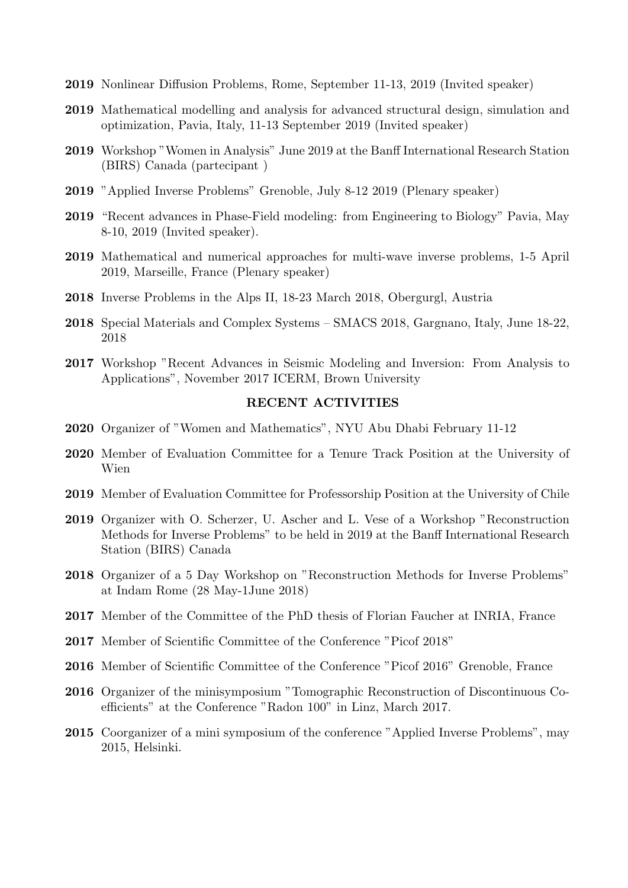**2019** Nonlinear Diffusion Problems, Rome, September 11-13, 2019 (Invited speaker)

**2019** Mathematical modelling and analysis for advanced structural design, simulation and optimization, Pavia, Italy, 11-13 September 2019 (Invited speaker)

**2019** Workshop "Women in Analysis" June 2019 at the Banff International Research Station (BIRS) Canada (partecipant )

**2019** "Applied Inverse Problems" Grenoble, July 8-12 2019 (Plenary speaker)

**2019** "Recent advances in Phase-Field modeling: from Engineering to Biology" Pavia, May 8-10, 2019 (Invited speaker).

**2019** Mathematical and numerical approaches for multi-wave inverse problems, 1-5 April 2019, Marseille, France (Plenary speaker)

**2018** Inverse Problems in the Alps II, 18-23 March 2018, Obergurgl, Austria

**2018** Special Materials and Complex Systems – SMACS 2018, Gargnano, Italy, June 18-22, 2018

**2017** Workshop "Recent Advances in Seismic Modeling and Inversion: From Analysis to Applications", November 2017 ICERM, Brown University

## RECENT ACTIVITIES

**2020** Organizer of "Women and Mathematics", NYU Abu Dhabi February 11-12

**2020** Member of Evaluation Committee for a Tenure Track Position at the University of Wien

**2019** Member of Evaluation Committee for Professorship Position at the University of Chile

**2019** Organizer with O. Scherzer, U. Ascher and L. Vese of a Workshop "Reconstruction Methods for Inverse Problems" to be held in 2019 at the Banff International Research Station (BIRS) Canada

**2018** Organizer of a 5 Day Workshop on "Reconstruction Methods for Inverse Problems" at Indam Rome (28 May-1June 2018)

**2017** Member of the Committee of the PhD thesis of Florian Faucher at INRIA, France

**2017** Member of Scientific Committee of the Conference "Picof 2018"

**2016** Member of Scientific Committee of the Conference "Picof 2016" Grenoble, France

**2016** Organizer of the minisymposium "Tomographic Reconstruction of Discontinuous Coefficients" at the Conference "Radon 100" in Linz, March 2017.

**2015** Coorganizer of a mini symposium of the conference "Applied Inverse Problems", may 2015, Helsinki.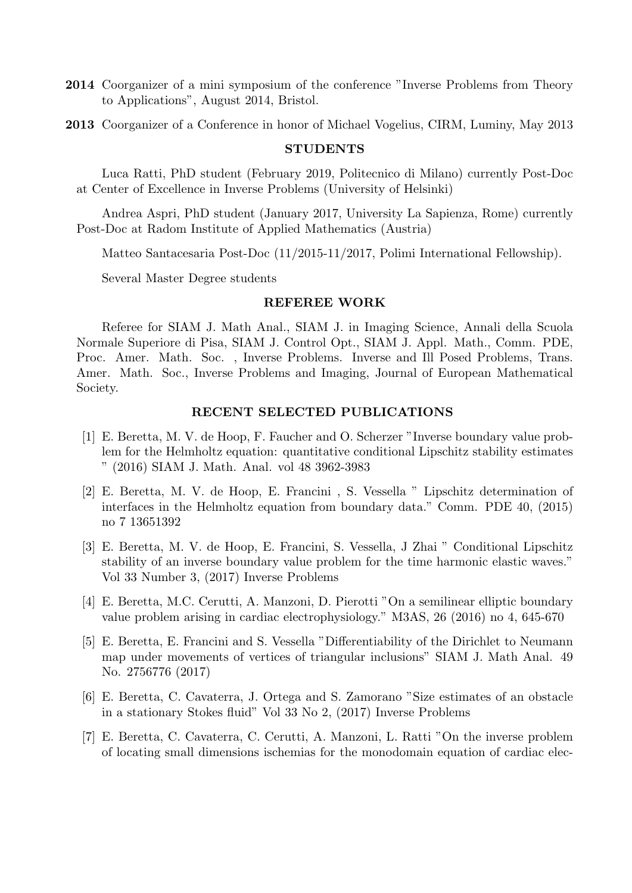**2014** Coorganizer of a mini symposium of the conference "Inverse Problems from Theory to Applications", August 2014, Bristol.

**2013** Coorganizer of a Conference in honor of Michael Vogelius, CIRM, Luminy, May 2013

## STUDENTS

Luca Ratti, PhD student (February 2019, Politecnico di Milano) currently Post-Doc at Center of Excellence in Inverse Problems (University of Helsinki)

Andrea Aspri, PhD student (January 2017, University La Sapienza, Rome) currently Post-Doc at Radom Institute of Applied Mathematics (Austria)

Matteo Santacesaria Post-Doc (11/2015-11/2017, Polimi International Fellowship).

Several Master Degree students

## REFEREE WORK

Referee for SIAM J. Math Anal., SIAM J. in Imaging Science, Annali della Scuola Normale Superiore di Pisa, SIAM J. Control Opt., SIAM J. Appl. Math., Comm. PDE, Proc. Amer. Math. Soc. , Inverse Problems. Inverse and Ill Posed Problems, Trans. Amer. Math. Soc., Inverse Problems and Imaging, Journal of European Mathematical Society.

## RECENT SELECTED PUBLICATIONS

[1] E. Beretta, M. V. de Hoop, F. Faucher and O. Scherzer "Inverse boundary value problem for the Helmholtz equation: quantitative conditional Lipschitz stability estimates " (2016) SIAM J. Math. Anal. vol 48 3962-3983

[2] E. Beretta, M. V. de Hoop, E. Francini , S. Vessella " Lipschitz determination of interfaces in the Helmholtz equation from boundary data." Comm. PDE 40, (2015) no 7 13651392

[3] E. Beretta, M. V. de Hoop, E. Francini, S. Vessella, J Zhai " Conditional Lipschitz stability of an inverse boundary value problem for the time harmonic elastic waves." Vol 33 Number 3, (2017) Inverse Problems

[4] E. Beretta, M.C. Cerutti, A. Manzoni, D. Pierotti "On a semilinear elliptic boundary value problem arising in cardiac electrophysiology." M3AS, 26 (2016) no 4, 645-670

[5] E. Beretta, E. Francini and S. Vessella "Differentiability of the Dirichlet to Neumann map under movements of vertices of triangular inclusions" SIAM J. Math Anal. 49 No. 2756776 (2017)

[6] E. Beretta, C. Cavaterra, J. Ortega and S. Zamorano "Size estimates of an obstacle in a stationary Stokes fluid" Vol 33 No 2, (2017) Inverse Problems

[7] E. Beretta, C. Cavaterra, C. Cerutti, A. Manzoni, L. Ratti "On the inverse problem of locating small dimensions ischemias for the monodomain equation of cardiac elec-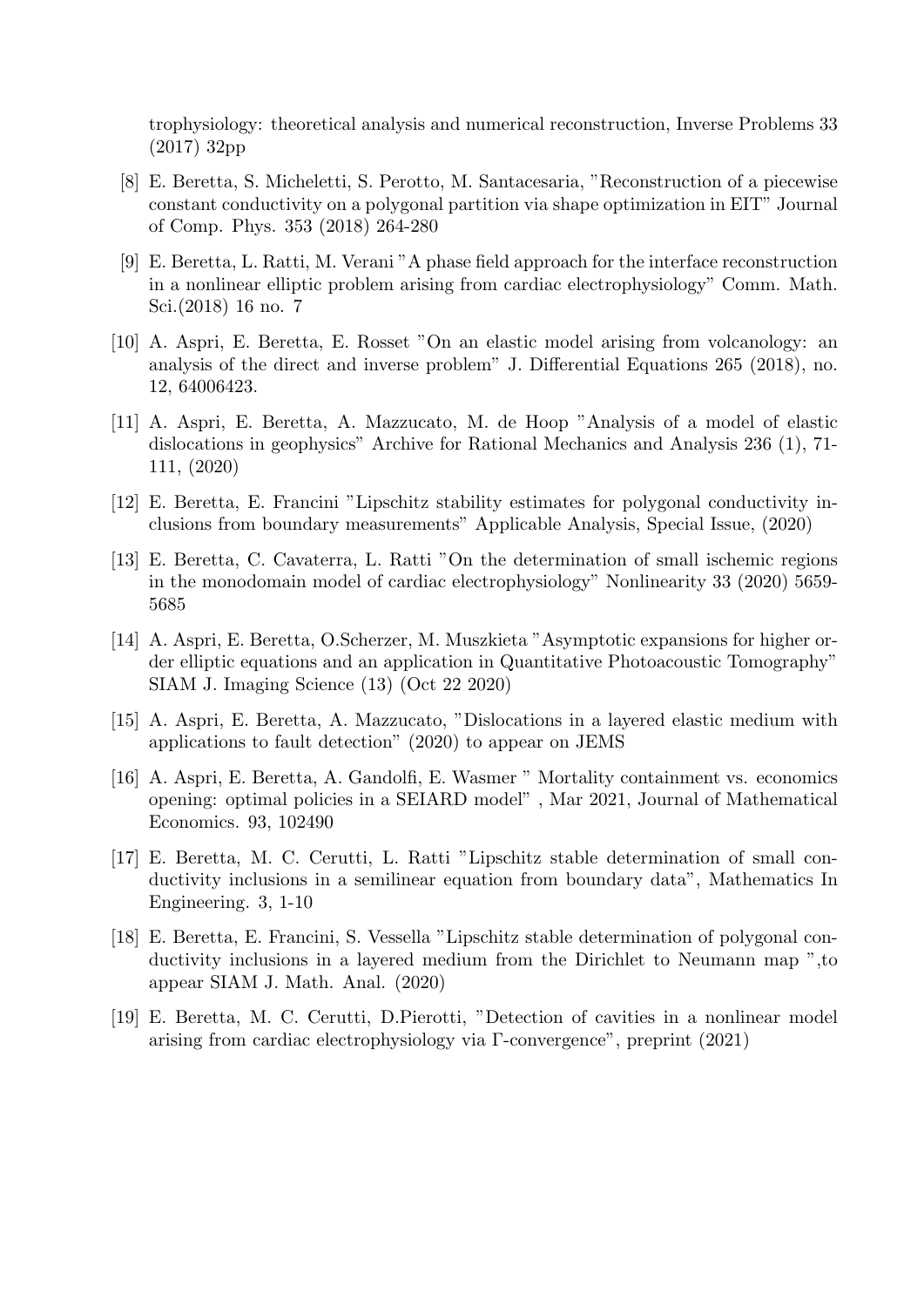trophysiology: theoretical analysis and numerical reconstruction, Inverse Problems 33 (2017) 32pp

[8] E. Beretta, S. Micheletti, S. Perotto, M. Santacesaria, "Reconstruction of a piecewise constant conductivity on a polygonal partition via shape optimization in EIT" Journal of Comp. Phys. 353 (2018) 264-280

[9] E. Beretta, L. Ratti, M. Verani "A phase field approach for the interface reconstruction in a nonlinear elliptic problem arising from cardiac electrophysiology" Comm. Math. Sci.(2018) 16 no. 7

[10] A. Aspri, E. Beretta, E. Rosset "On an elastic model arising from volcanology: an analysis of the direct and inverse problem" J. Differential Equations 265 (2018), no. 12, 64006423.

[11] A. Aspri, E. Beretta, A. Mazzucato, M. de Hoop "Analysis of a model of elastic dislocations in geophysics" Archive for Rational Mechanics and Analysis 236 (1), 71-111, (2020)

[12] E. Beretta, E. Francini "Lipschitz stability estimates for polygonal conductivity inclusions from boundary measurements" Applicable Analysis, Special Issue, (2020)

[13] E. Beretta, C. Cavaterra, L. Ratti "On the determination of small ischemic regions in the monodomain model of cardiac electrophysiology" Nonlinearity 33 (2020) 5659-5685

[14] A. Aspri, E. Beretta, O.Scherzer, M. Muszkieta "Asymptotic expansions for higher order elliptic equations and an application in Quantitative Photoacoustic Tomography" SIAM J. Imaging Science (13) (Oct 22 2020)

[15] A. Aspri, E. Beretta, A. Mazzucato, "Dislocations in a layered elastic medium with applications to fault detection" (2020) to appear on JEMS

[16] A. Aspri, E. Beretta, A. Gandolfi, E. Wasmer " Mortality containment vs. economics opening: optimal policies in a SEIARD model" , Mar 2021, Journal of Mathematical Economics. 93, 102490

[17] E. Beretta, M. C. Cerutti, L. Ratti "Lipschitz stable determination of small conductivity inclusions in a semilinear equation from boundary data", Mathematics In Engineering. 3, 1-10

[18] E. Beretta, E. Francini, S. Vessella "Lipschitz stable determination of polygonal conductivity inclusions in a layered medium from the Dirichlet to Neumann map ",to appear SIAM J. Math. Anal. (2020)

[19] E. Beretta, M. C. Cerutti, D.Pierotti, "Detection of cavities in a nonlinear model arising from cardiac electrophysiology via $\Gamma$-convergence", preprint (2021)